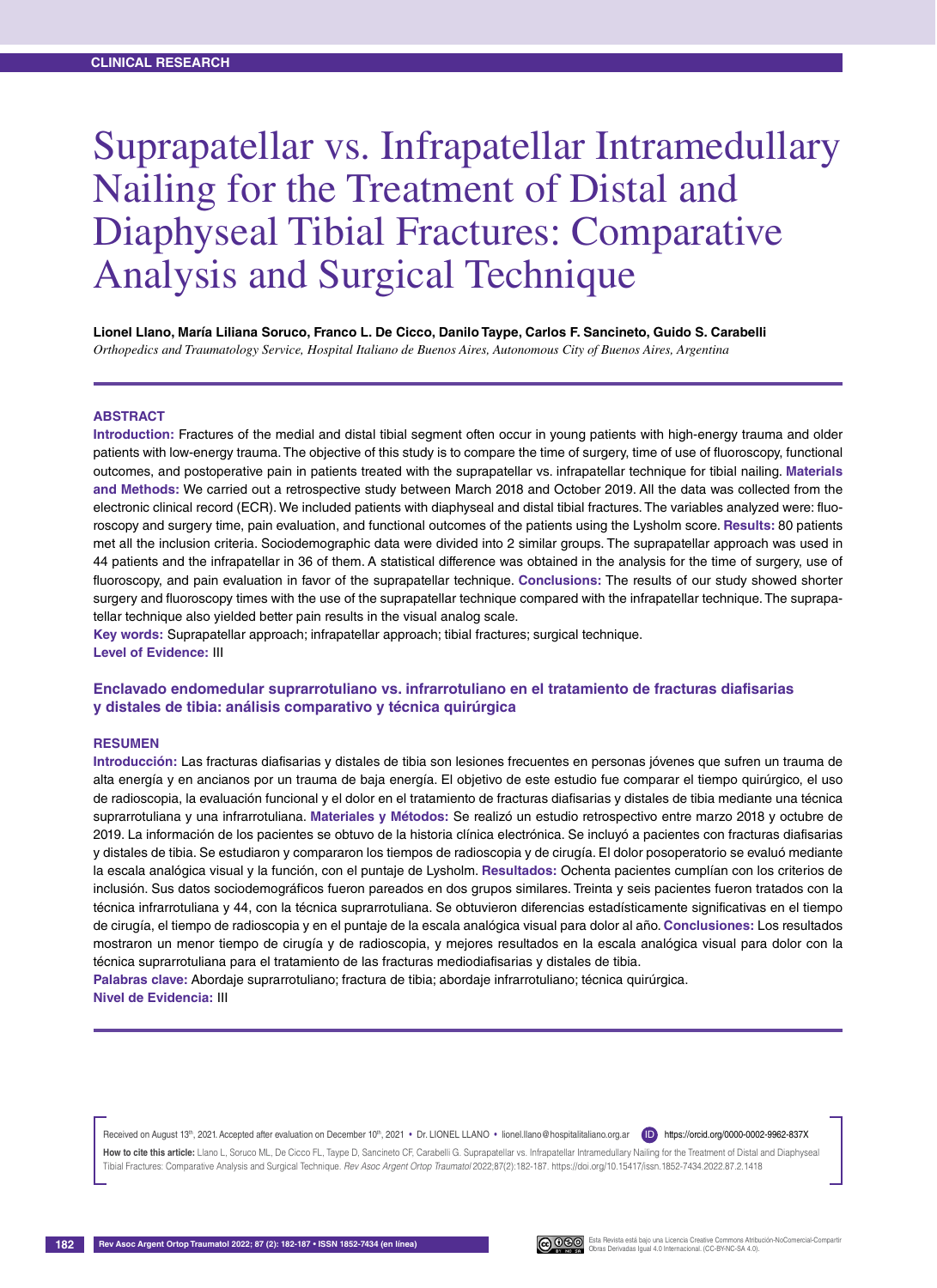CLINICAL RESEARCH

# Suprapatellar vs. Infrapatellar Intramedullary Nailing for the Treatment of Distal and Diaphyseal Tibial Fractures: Comparative Analysis and Surgical Technique

**Lionel Llano, María Liliana Soruco, Franco L. De Cicco, Danilo Taype, Carlos F. Sancineto, Guido S. Carabelli**

*Orthopedics and Traumatology Service, Hospital Italiano de Buenos Aires, Autonomous City of Buenos Aires, Argentina*

## ABSTRACT

**Introduction:** Fractures of the medial and distal tibial segment often occur in young patients with high-energy trauma and older patients with low-energy trauma. The objective of this study is to compare the time of surgery, time of use of fluoroscopy, functional outcomes, and postoperative pain in patients treated with the suprapatellar vs. infrapatellar technique for tibial nailing. **Materials and Methods:** We carried out a retrospective study between March 2018 and October 2019. All the data was collected from the electronic clinical record (ECR). We included patients with diaphyseal and distal tibial fractures. The variables analyzed were: fluoroscopy and surgery time, pain evaluation, and functional outcomes of the patients using the Lysholm score. **Results:** 80 patients met all the inclusion criteria. Sociodemographic data were divided into 2 similar groups. The suprapatellar approach was used in 44 patients and the infrapatellar in 36 of them. A statistical difference was obtained in the analysis for the time of surgery, use of fluoroscopy, and pain evaluation in favor of the suprapatellar technique. **Conclusions:** The results of our study showed shorter surgery and fluoroscopy times with the use of the suprapatellar technique compared with the infrapatellar technique. The suprapatellar technique also yielded better pain results in the visual analog scale.

**Key words:** Suprapatellar approach; infrapatellar approach; tibial fractures; surgical technique.

**Level of Evidence:** III

## Enclavado endomedular suprarrotuliano vs. infrarrotuliano en el tratamiento de fracturas diafisarias y distales de tibia: análisis comparativo y técnica quirúrgica

## RESUMEN

**Introducción:** Las fracturas diafisarias y distales de tibia son lesiones frecuentes en personas jóvenes que sufren un trauma de alta energía y en ancianos por un trauma de baja energía. El objetivo de este estudio fue comparar el tiempo quirúrgico, el uso de radioscopia, la evaluación funcional y el dolor en el tratamiento de fracturas diafisarias y distales de tibia mediante una técnica suprarrotuliana y una infrarrotuliana. **Materiales y Métodos:** Se realizó un estudio retrospectivo entre marzo 2018 y octubre de 2019. La información de los pacientes se obtuvo de la historia clínica electrónica. Se incluyó a pacientes con fracturas diafisarias y distales de tibia. Se estudiaron y compararon los tiempos de radioscopia y de cirugía. El dolor posoperatorio se evaluó mediante la escala analógica visual y la función, con el puntaje de Lysholm. **Resultados:** Ochenta pacientes cumplían con los criterios de inclusión. Sus datos sociodemográficos fueron pareados en dos grupos similares. Treinta y seis pacientes fueron tratados con la técnica infrarrotuliana y 44, con la técnica suprarrotuliana. Se obtuvieron diferencias estadísticamente significativas en el tiempo de cirugía, el tiempo de radioscopia y en el puntaje de la escala analógica visual para dolor al año. **Conclusiones:** Los resultados mostraron un menor tiempo de cirugía y de radioscopia, y mejores resultados en la escala analógica visual para dolor con la técnica suprarrotuliana para el tratamiento de las fracturas mediodiafisarias y distales de tibia.

**Palabras clave:** Abordaje suprarrotuliano; fractura de tibia; abordaje infrarrotuliano; técnica quirúrgica.

**Nivel de Evidencia:** III

Received on August 13th, 2021. Accepted after evaluation on December 10th, 2021 • Dr. LIONEL LLANO • lionel.llano@hospitalitaliano.org.ar • https://orcid.org/0000-0002-9962-837X

**How to cite this article:** Llano L, Soruco ML, De Cicco FL, Taype D, Sancineto CF, Carabelli G. Suprapatellar vs. Infrapatellar Intramedullary Nailing for the Treatment of Distal and Diaphyseal Tibial Fractures: Comparative Analysis and Surgical Technique. *Rev Asoc Argent Ortop Traumatol* 2022;87(2):182-187. https://doi.org/10.15417/issn.1852-7434.2022.87.2.1418

Esta Revista está bajo una Licencia Creative Commons Atribución-NoComercial-Compartir Obras Derivadas Igual 4.0 Internacional. (CC-BY-NC-SA 4.0).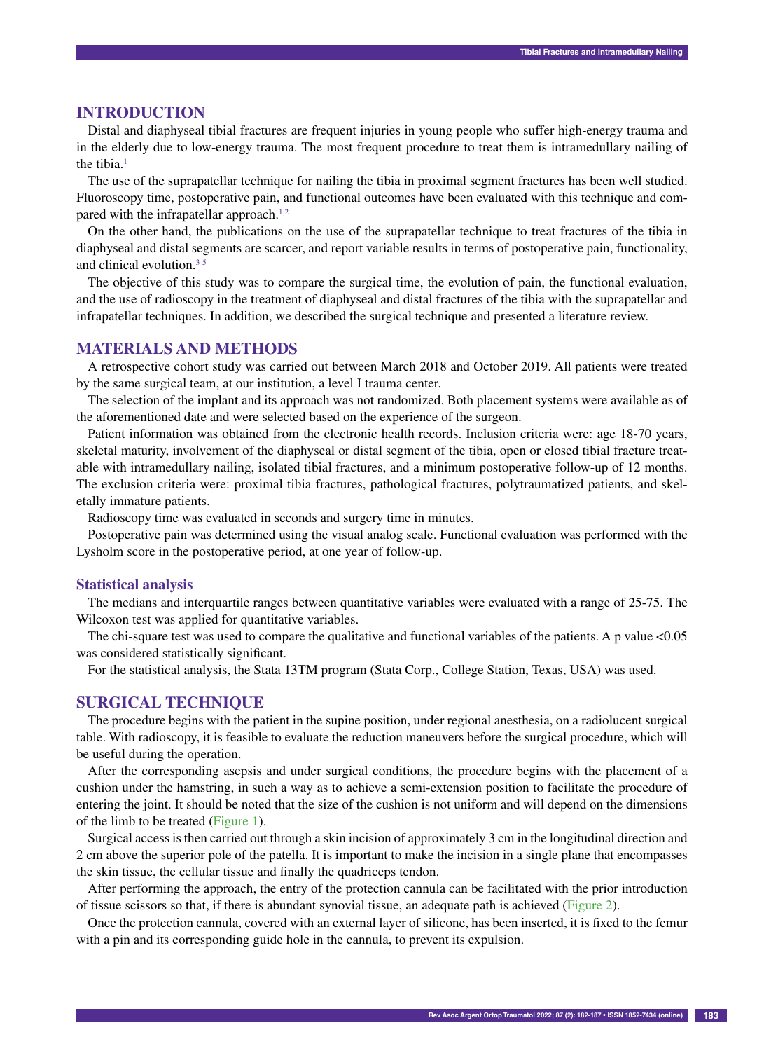## INTRODUCTION

Distal and diaphyseal tibial fractures are frequent injuries in young people who suffer high-energy trauma and in the elderly due to low-energy trauma. The most frequent procedure to treat them is intramedullary nailing of the tibia.[1]

The use of the suprapatellar technique for nailing the tibia in proximal segment fractures has been well studied. Fluoroscopy time, postoperative pain, and functional outcomes have been evaluated with this technique and compared with the infrapatellar approach.[1,2]

On the other hand, the publications on the use of the suprapatellar technique to treat fractures of the tibia in diaphyseal and distal segments are scarcer, and report variable results in terms of postoperative pain, functionality, and clinical evolution.[3-5]

The objective of this study was to compare the surgical time, the evolution of pain, the functional evaluation, and the use of radioscopy in the treatment of diaphyseal and distal fractures of the tibia with the suprapatellar and infrapatellar techniques. In addition, we described the surgical technique and presented a literature review.

## MATERIALS AND METHODS

A retrospective cohort study was carried out between March 2018 and October 2019. All patients were treated by the same surgical team, at our institution, a level I trauma center.

The selection of the implant and its approach was not randomized. Both placement systems were available as of the aforementioned date and were selected based on the experience of the surgeon.

Patient information was obtained from the electronic health records. Inclusion criteria were: age 18-70 years, skeletal maturity, involvement of the diaphyseal or distal segment of the tibia, open or closed tibial fracture treatable with intramedullary nailing, isolated tibial fractures, and a minimum postoperative follow-up of 12 months. The exclusion criteria were: proximal tibia fractures, pathological fractures, polytraumatized patients, and skeletally immature patients.

Radioscopy time was evaluated in seconds and surgery time in minutes.

Postoperative pain was determined using the visual analog scale. Functional evaluation was performed with the Lysholm score in the postoperative period, at one year of follow-up.

### Statistical analysis

The medians and interquartile ranges between quantitative variables were evaluated with a range of 25-75. The Wilcoxon test was applied for quantitative variables.

The chi-square test was used to compare the qualitative and functional variables of the patients. A p value <0.05 was considered statistically significant.

For the statistical analysis, the Stata 13TM program (Stata Corp., College Station, Texas, USA) was used.

## SURGICAL TECHNIQUE

The procedure begins with the patient in the supine position, under regional anesthesia, on a radiolucent surgical table. With radioscopy, it is feasible to evaluate the reduction maneuvers before the surgical procedure, which will be useful during the operation.

After the corresponding asepsis and under surgical conditions, the procedure begins with the placement of a cushion under the hamstring, in such a way as to achieve a semi-extension position to facilitate the procedure of entering the joint. It should be noted that the size of the cushion is not uniform and will depend on the dimensions of the limb to be treated (Figure 1).

Surgical access is then carried out through a skin incision of approximately 3 cm in the longitudinal direction and 2 cm above the superior pole of the patella. It is important to make the incision in a single plane that encompasses the skin tissue, the cellular tissue and finally the quadriceps tendon.

After performing the approach, the entry of the protection cannula can be facilitated with the prior introduction of tissue scissors so that, if there is abundant synovial tissue, an adequate path is achieved (Figure 2).

Once the protection cannula, covered with an external layer of silicone, has been inserted, it is fixed to the femur with a pin and its corresponding guide hole in the cannula, to prevent its expulsion.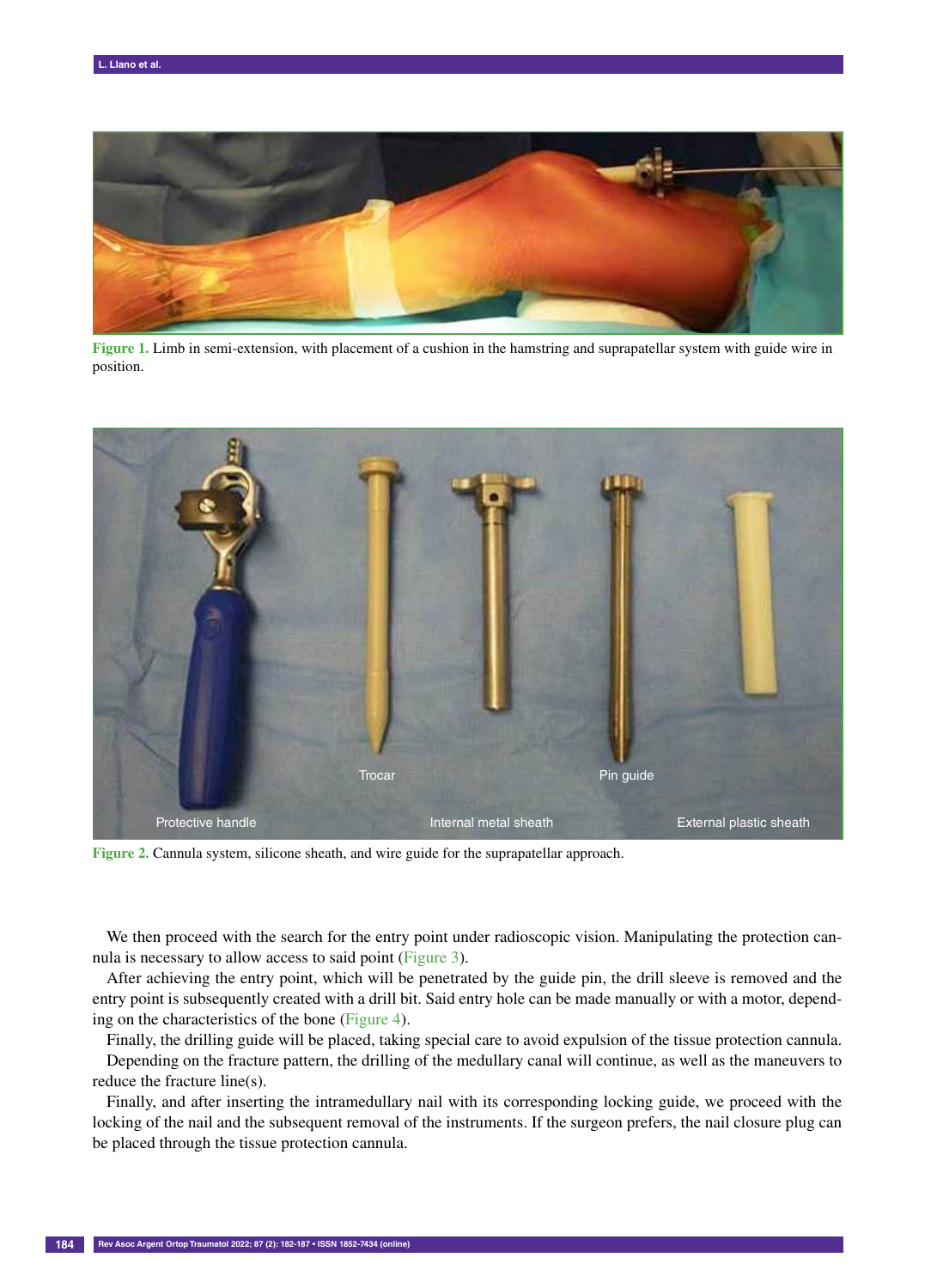Figure 1. Limb in semi-extension, with placement of a cushion in the hamstring and suprapatellar system with guide wire in position.

Figure 2. Cannula system, silicone sheath, and wire guide for the suprapatellar approach.

We then proceed with the search for the entry point under radioscopic vision. Manipulating the protection cannula is necessary to allow access to said point (Figure 3).

After achieving the entry point, which will be penetrated by the guide pin, the drill sleeve is removed and the entry point is subsequently created with a drill bit. Said entry hole can be made manually or with a motor, depending on the characteristics of the bone (Figure 4).

Finally, the drilling guide will be placed, taking special care to avoid expulsion of the tissue protection cannula.

Depending on the fracture pattern, the drilling of the medullary canal will continue, as well as the maneuvers to reduce the fracture line(s).

Finally, and after inserting the intramedullary nail with its corresponding locking guide, we proceed with the locking of the nail and the subsequent removal of the instruments. If the surgeon prefers, the nail closure plug can be placed through the tissue protection cannula.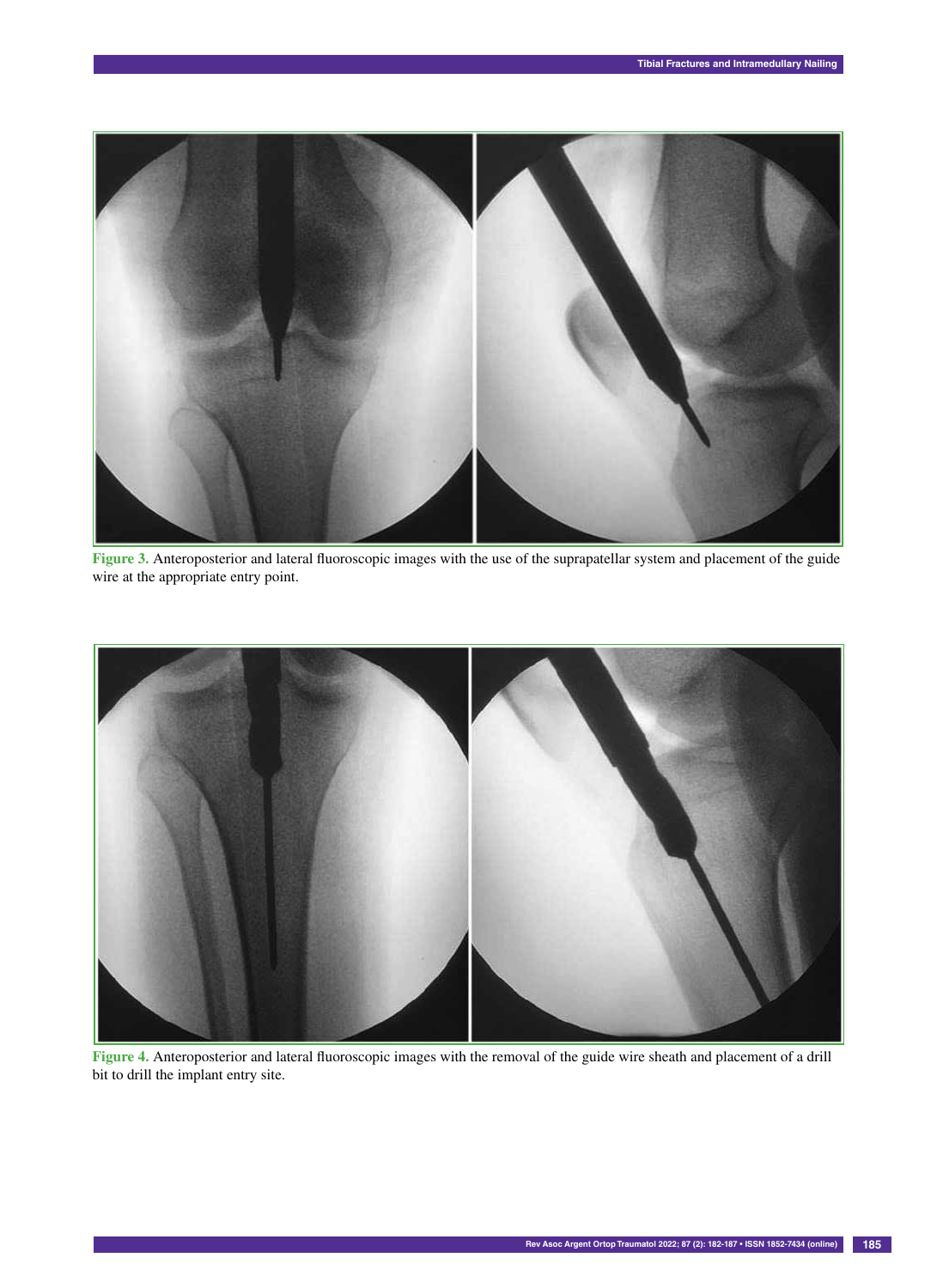Figure 3. Anteroposterior and lateral fluoroscopic images with the use of the suprapatellar system and placement of the guide wire at the appropriate entry point.

Figure 4. Anteroposterior and lateral fluoroscopic images with the removal of the guide wire sheath and placement of a drill bit to drill the implant entry site.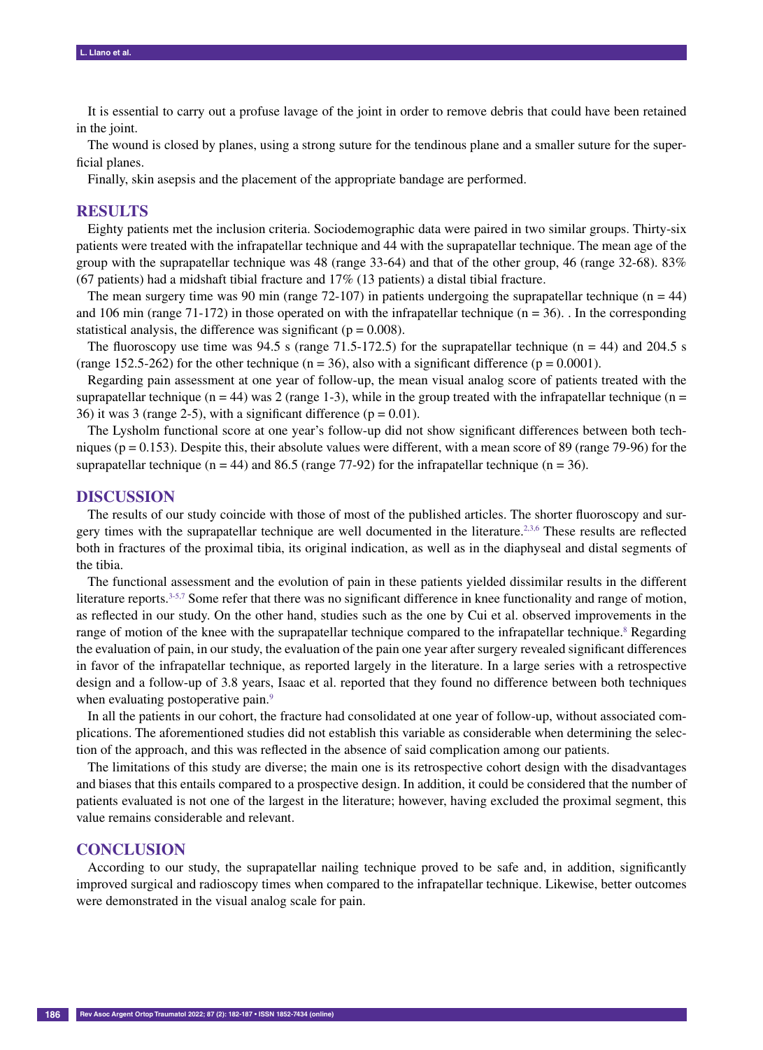It is essential to carry out a profuse lavage of the joint in order to remove debris that could have been retained in the joint.

The wound is closed by planes, using a strong suture for the tendinous plane and a smaller suture for the superficial planes.

Finally, skin asepsis and the placement of the appropriate bandage are performed.

## RESULTS

Eighty patients met the inclusion criteria. Sociodemographic data were paired in two similar groups. Thirty-six patients were treated with the infrapatellar technique and 44 with the suprapatellar technique. The mean age of the group with the suprapatellar technique was 48 (range 33-64) and that of the other group, 46 (range 32-68). 83% (67 patients) had a midshaft tibial fracture and 17% (13 patients) a distal tibial fracture.

The mean surgery time was 90 min (range 72-107) in patients undergoing the suprapatellar technique ($n = 44$) and 106 min (range 71-172) in those operated on with the infrapatellar technique ($n = 36$). . In the corresponding statistical analysis, the difference was significant ($p = 0.008$).

The fluoroscopy use time was 94.5 s (range 71.5-172.5) for the suprapatellar technique ($n = 44$) and 204.5 s (range 152.5-262) for the other technique ($n = 36$), also with a significant difference ($p = 0.0001$).

Regarding pain assessment at one year of follow-up, the mean visual analog score of patients treated with the suprapatellar technique ($n = 44$) was 2 (range 1-3), while in the group treated with the infrapatellar technique ($n = 36$) it was 3 (range 2-5), with a significant difference ($p = 0.01$).

The Lysholm functional score at one year's follow-up did not show significant differences between both techniques ($p = 0.153$). Despite this, their absolute values were different, with a mean score of 89 (range 79-96) for the suprapatellar technique ($n = 44$) and 86.5 (range 77-92) for the infrapatellar technique ($n = 36$).

## DISCUSSION

The results of our study coincide with those of most of the published articles. The shorter fluoroscopy and surgery times with the suprapatellar technique are well documented in the literature.[2,3,6] These results are reflected both in fractures of the proximal tibia, its original indication, as well as in the diaphyseal and distal segments of the tibia.

The functional assessment and the evolution of pain in these patients yielded dissimilar results in the different literature reports.[3-5,7] Some refer that there was no significant difference in knee functionality and range of motion, as reflected in our study. On the other hand, studies such as the one by Cui et al. observed improvements in the range of motion of the knee with the suprapatellar technique compared to the infrapatellar technique.[8] Regarding the evaluation of pain, in our study, the evaluation of the pain one year after surgery revealed significant differences in favor of the infrapatellar technique, as reported largely in the literature. In a large series with a retrospective design and a follow-up of 3.8 years, Isaac et al. reported that they found no difference between both techniques when evaluating postoperative pain.[9]

In all the patients in our cohort, the fracture had consolidated at one year of follow-up, without associated complications. The aforementioned studies did not establish this variable as considerable when determining the selection of the approach, and this was reflected in the absence of said complication among our patients.

The limitations of this study are diverse; the main one is its retrospective cohort design with the disadvantages and biases that this entails compared to a prospective design. In addition, it could be considered that the number of patients evaluated is not one of the largest in the literature; however, having excluded the proximal segment, this value remains considerable and relevant.

## CONCLUSION

According to our study, the suprapatellar nailing technique proved to be safe and, in addition, significantly improved surgical and radioscopy times when compared to the infrapatellar technique. Likewise, better outcomes were demonstrated in the visual analog scale for pain.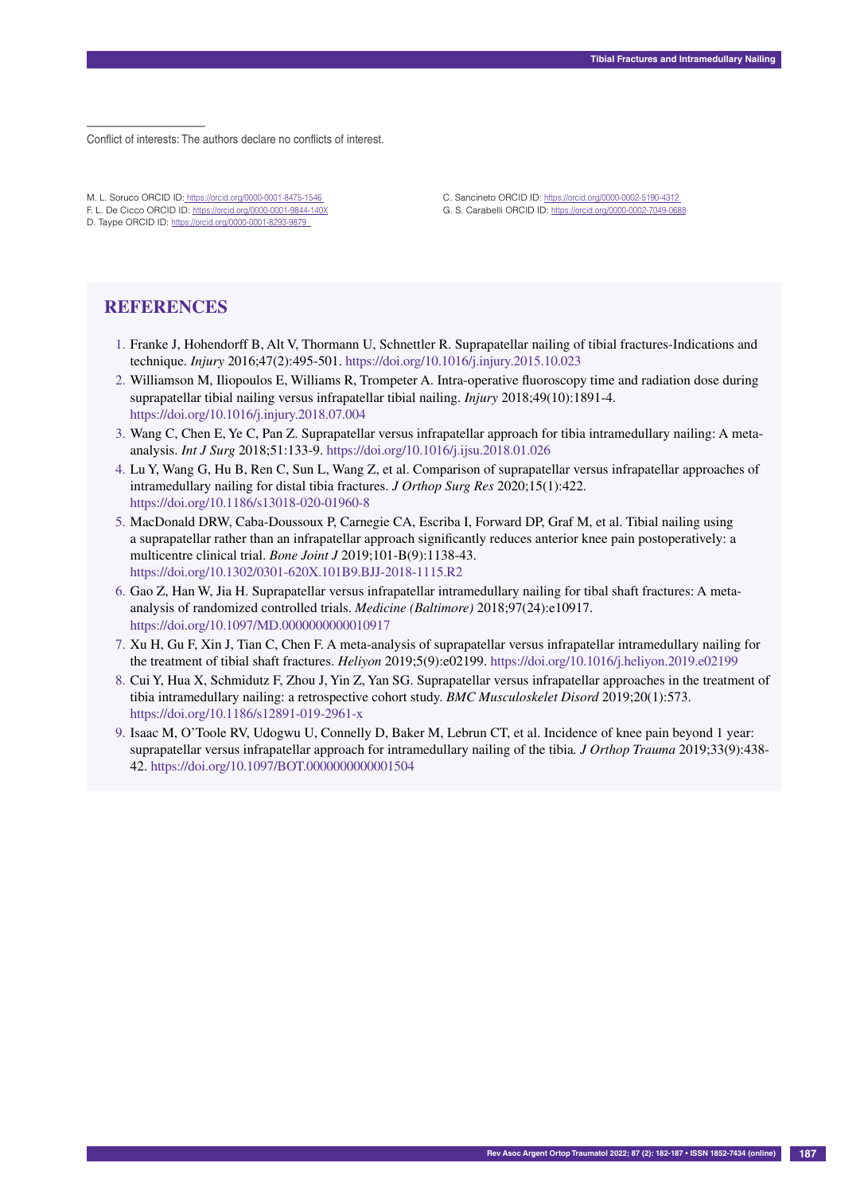Conflict of interests: The authors declare no conflicts of interest.

M. L. Soruco ORCID ID: https://orcid.org/0000-0001-8475-1546  
F. L. De Cicco ORCID ID: https://orcid.org/0000-0001-9844-140X  
D. Taype ORCID ID: https://orcid.org/0000-0001-8293-9879  
C. Sancineto ORCID ID: https://orcid.org/0000-0002-5190-4312  
G. S. Carabelli ORCID ID: https://orcid.org/0000-0002-7049-0688

## REFERENCES

1. Franke J, Hohendorff B, Alt V, Thormann U, Schnettler R. Suprapatellar nailing of tibial fractures-Indications and technique. *Injury* 2016;47(2):495-501. https://doi.org/10.1016/j.injury.2015.10.023
2. Williamson M, Iliopoulos E, Williams R, Trompeter A. Intra-operative fluoroscopy time and radiation dose during suprapatellar tibial nailing versus infrapatellar tibial nailing. *Injury* 2018;49(10):1891-4. https://doi.org/10.1016/j.injury.2018.07.004
3. Wang C, Chen E, Ye C, Pan Z. Suprapatellar versus infrapatellar approach for tibia intramedullary nailing: A meta-analysis. *Int J Surg* 2018;51:133-9. https://doi.org/10.1016/j.ijsu.2018.01.026
4. Lu Y, Wang G, Hu B, Ren C, Sun L, Wang Z, et al. Comparison of suprapatellar versus infrapatellar approaches of intramedullary nailing for distal tibia fractures. *J Orthop Surg Res* 2020;15(1):422. https://doi.org/10.1186/s13018-020-01960-8
5. MacDonald DRW, Caba-Doussoux P, Carnegie CA, Escriba I, Forward DP, Graf M, et al. Tibial nailing using a suprapatellar rather than an infrapatellar approach significantly reduces anterior knee pain postoperatively: a multicentre clinical trial. *Bone Joint J* 2019;101-B(9):1138-43. https://doi.org/10.1302/0301-620X.101B9.BJJ-2018-1115.R2
6. Gao Z, Han W, Jia H. Suprapatellar versus infrapatellar intramedullary nailing for tibal shaft fractures: A meta-analysis of randomized controlled trials. *Medicine (Baltimore)* 2018;97(24):e10917. https://doi.org/10.1097/MD.0000000000010917
7. Xu H, Gu F, Xin J, Tian C, Chen F. A meta-analysis of suprapatellar versus infrapatellar intramedullary nailing for the treatment of tibial shaft fractures. *Heliyon* 2019;5(9):e02199. https://doi.org/10.1016/j.heliyon.2019.e02199
8. Cui Y, Hua X, Schmidutz F, Zhou J, Yin Z, Yan SG. Suprapatellar versus infrapatellar approaches in the treatment of tibia intramedullary nailing: a retrospective cohort study. *BMC Musculoskelet Disord* 2019;20(1):573. https://doi.org/10.1186/s12891-019-2961-x
9. Isaac M, O'Toole RV, Udogwu U, Connelly D, Baker M, Lebrun CT, et al. Incidence of knee pain beyond 1 year: suprapatellar versus infrapatellar approach for intramedullary nailing of the tibia. *J Orthop Trauma* 2019;33(9):438-42. https://doi.org/10.1097/BOT.0000000000001504